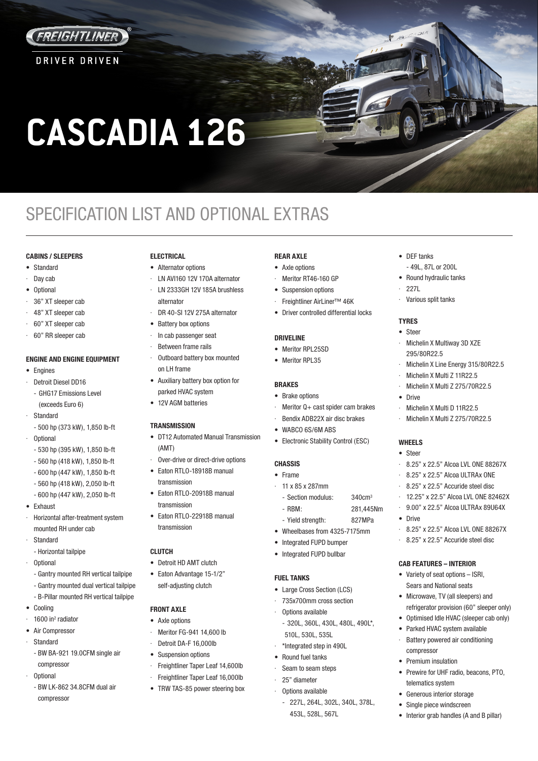FREIGHTLINER

DRIVER DRIVEN

# CASCADIA 126

## SPECIFICATION LIST AND OPTIONAL EXTRAS

### CABINS / SLEEPERS

- Standard
  - Day cab
- Optional
  - 36" XT sleeper cab
  - 48" XT sleeper cab
  - 60" XT sleeper cab
  - 60" RR sleeper cab

### ENGINE AND ENGINE EQUIPMENT

- Engines
  - Detroit Diesel DD16
    - GHG17 Emissions Level (exceeds Euro 6)
  - Standard
    - 500 hp (373 kW), 1,850 lb-ft
  - Optional
    - 530 hp (395 kW), 1,850 lb-ft
    - 560 hp (418 kW), 1,850 lb-ft
    - 600 hp (447 kW), 1,850 lb-ft
    - 560 hp (418 kW), 2,050 lb-ft
    - 600 hp (447 kW), 2,050 lb-ft
- Exhaust
  - Horizontal after-treatment system mounted RH under cab
  - Standard
    - Horizontal tailpipe
  - Optional
    - Gantry mounted RH vertical tailpipe
    - Gantry mounted dual vertical tailpipe
    - B-Pillar mounted RH vertical tailpipe
- Cooling
  - 1600 in² radiator
- Air Compressor
  - Standard
    - BW BA-921 19.0CFM single air compressor
  - Optional
    - BW LK-862 34.8CFM dual air compressor

### ELECTRICAL

- Alternator options
  - LN AVI160 12V 170A alternator
  - LN 2333GH 12V 185A brushless alternator
  - DR 40-SI 12V 275A alternator
- Battery box options
  - In cab passenger seat
  - Between frame rails
  - Outboard battery box mounted on LH frame
- Auxiliary battery box option for parked HVAC system
- 12V AGM batteries

### TRANSMISSION

- DT12 Automated Manual Transmission (AMT)
  - Over-drive or direct-drive options
- Eaton RTLO-18918B manual transmission
- Eaton RTLO-20918B manual transmission
- Eaton RTLO-22918B manual transmission

### CLUTCH

- Detroit HD AMT clutch
- Eaton Advantage 15-1/2" self-adjusting clutch

### FRONT AXLE

- Axle options
  - Meritor FG-941 14,600 lb
  - Detroit DA-F 16,000lb
- Suspension options
  - Freightliner Taper Leaf 14,600lb
  - Freightliner Taper Leaf 16,000lb
- TRW TAS-85 power steering box

### REAR AXLE

- Axle options
  - Meritor RT46-160 GP
- Suspension options
  - Freightliner AirLiner™ 46K
- Driver controlled differential locks

### DRIVELINE

- Meritor RPL25SD
- Meritor RPL35

### BRAKES

- Brake options
  - Meritor Q+ cast spider cam brakes
  - Bendix ADB22X air disc brakes
- WABCO 6S/6M ABS
- Electronic Stability Control (ESC)

### CHASSIS

- Frame
  - 11 x 85 x 287mm
    - Section modulus: 340cm³
    - RBM: 281,445Nm
    - Yield strength: 827MPa
- Wheelbases from 4325-7175mm
- Integrated FUPD bumper
- Integrated FUPD bullbar

### FUEL TANKS

- Large Cross Section (LCS)
  - 735x700mm cross section
  - Options available
    - 320L, 360L, 430L, 480L, 490L*, 510L, 530L, 535L
  - *Integrated step in 490L
- Round fuel tanks
  - Seam to seam steps
  - 25" diameter
  - Options available
    - 227L, 264L, 302L, 340L, 378L, 453L, 528L, 567L
- DEF tanks
  - 49L, 87L or 200L
- Round hydraulic tanks
  - 227L
  - Various split tanks

### TYRES

- Steer
  - Michelin X Multiway 3D XZE 295/80R22.5
  - Michelin X Line Energy 315/80R22.5
  - Michelin X Multi Z 11R22.5
  - Michelin X Multi Z 275/70R22.5
- Drive
  - Michelin X Multi D 11R22.5
  - Michelin X Multi Z 275/70R22.5

### WHEELS

- Steer
  - 8.25" x 22.5" Alcoa LVL ONE 88267X
  - 8.25" x 22.5" Alcoa ULTRAx ONE
  - 8.25" x 22.5" Accuride steel disc
  - 12.25" x 22.5" Alcoa LVL ONE 82462X
  - 9.00" x 22.5" Alcoa ULTRAx 89U64X
- Drive
  - 8.25" x 22.5" Alcoa LVL ONE 88267X
  - 8.25" x 22.5" Accuride steel disc

### CAB FEATURES – INTERIOR

- Variety of seat options – ISRI, Sears and National seats
- Microwave, TV (all sleepers) and refrigerator provision (60" sleeper only)
- Optimised Idle HVAC (sleeper cab only)
- Parked HVAC system available
  - Battery powered air conditioning compressor
- Premium insulation
- Prewire for UHF radio, beacons, PTO, telematics system
- Generous interior storage
- Single piece windscreen
- Interior grab handles (A and B pillar)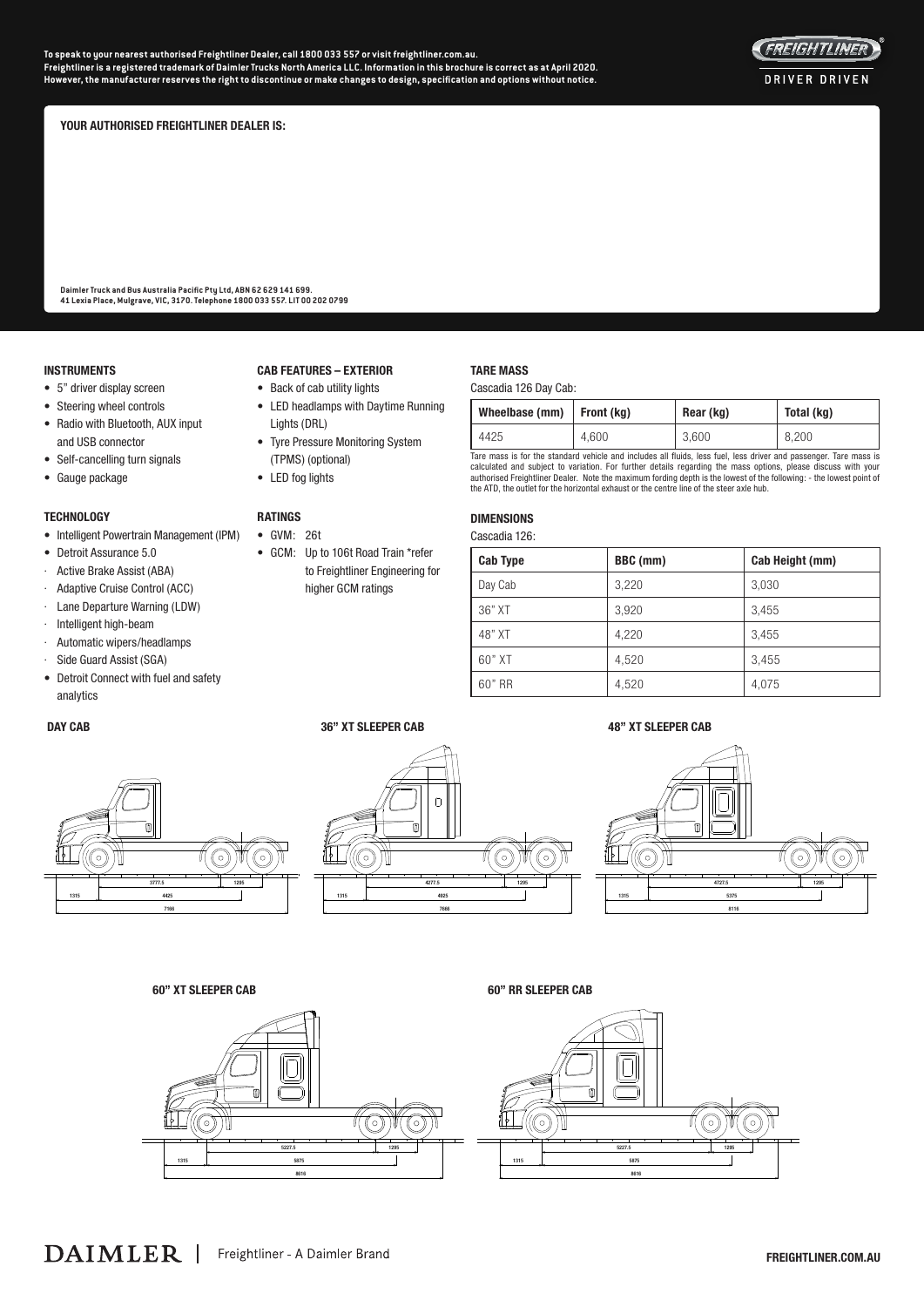To speak to your nearest authorised Freightliner Dealer, call 1800 033 557 or visit freightliner.com.au.
Freightliner is a registered trademark of Daimler Trucks North America LLC. Information in this brochure is correct as at April 2020. However, the manufacturer reserves the right to discontinue or make changes to design, specification and options without notice.

FREIGHTLINER DRIVER DRIVEN

**YOUR AUTHORISED FREIGHTLINER DEALER IS:**

Daimler Truck and Bus Australia Pacific Pty Ltd, ABN 62 629 141 699.
41 Lexia Place, Mulgrave, VIC, 3170. Telephone 1800 033 557. LIT 00 202 0799

### INSTRUMENTS

- 5" driver display screen
- Steering wheel controls
- Radio with Bluetooth, AUX input and USB connector
- Self-cancelling turn signals
- Gauge package

### TECHNOLOGY

- Intelligent Powertrain Management (IPM)
- Detroit Assurance 5.0
  - Active Brake Assist (ABA)
  - Adaptive Cruise Control (ACC)
  - Lane Departure Warning (LDW)
  - Intelligent high-beam
  - Automatic wipers/headlamps
  - Side Guard Assist (SGA)
- Detroit Connect with fuel and safety analytics

### CAB FEATURES – EXTERIOR

- Back of cab utility lights
- LED headlamps with Daytime Running Lights (DRL)
- Tyre Pressure Monitoring System (TPMS) (optional)
- LED fog lights

### RATINGS

- GVM: 26t
- GCM: Up to 106t Road Train *refer to Freightliner Engineering for higher GCM ratings

### TARE MASS

Cascadia 126 Day Cab:

| Wheelbase (mm) | Front (kg) | Rear (kg) | Total (kg) |
|---|---|---|---|
| 4425 | 4,600 | 3,600 | 8,200 |

Tare mass is for the standard vehicle and includes all fluids, less fuel, less driver and passenger. Tare mass is calculated and subject to variation. For further details regarding the mass options, please discuss with your authorised Freightliner Dealer. Note the maximum fording depth is the lowest of the following: - the lowest point of the ATD, the outlet for the horizontal exhaust or the centre line of the steer axle hub.

### DIMENSIONS

Cascadia 126:

| Cab Type | BBC (mm) | Cab Height (mm) |
|---|---|---|
| Day Cab | 3,220 | 3,030 |
| 36" XT | 3,920 | 3,455 |
| 48" XT | 4,220 | 3,455 |
| 60" XT | 4,520 | 3,455 |
| 60" RR | 4,520 | 4,075 |

### DAY CAB

3777.5
1295
1315
4425
7166

### 36" XT SLEEPER CAB

4277.5
1295
1315
4925
7666

### 48" XT SLEEPER CAB

4727.5
1295
1315
5375
8116

### 60" XT SLEEPER CAB

5227.5
1295
1315
5875
8616

### 60" RR SLEEPER CAB

5227.5
1295
1315
5875
8616

DAIMLER | Freightliner - A Daimler Brand

FREIGHTLINER.COM.AU